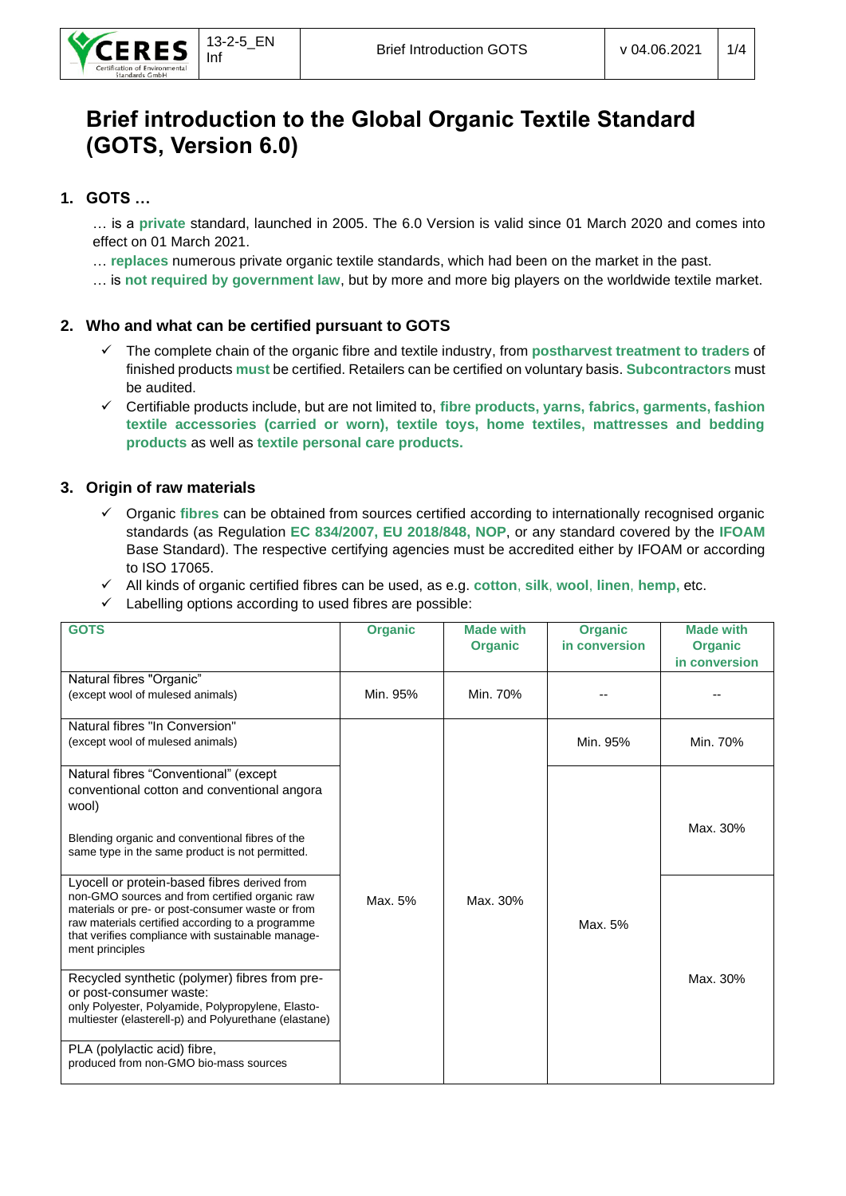# Brief introduction to the Global Organic Textile Standard (GOTS, Version 6.0)

## 1. GOTS …

… is a **private** standard, launched in 2005. The 6.0 Version is valid since 01 March 2020 and comes into effect on 01 March 2021.

… **replaces** numerous private organic textile standards, which had been on the market in the past.

… is **not required by government law**, but by more and more big players on the worldwide textile market.

## 2. Who and what can be certified pursuant to GOTS

- ✓ The complete chain of the organic fibre and textile industry, from **postharvest treatment to traders** of finished products **must** be certified. Retailers can be certified on voluntary basis. **Subcontractors** must be audited.
- ✓ Certifiable products include, but are not limited to, **fibre products, yarns, fabrics, garments, fashion textile accessories (carried or worn), textile toys, home textiles, mattresses and bedding products** as well as **textile personal care products.**

## 3. Origin of raw materials

- ✓ Organic **fibres** can be obtained from sources certified according to internationally recognised organic standards (as Regulation **EC 834/2007, EU 2018/848, NOP**, or any standard covered by the **IFOAM** Base Standard). The respective certifying agencies must be accredited either by IFOAM or according to ISO 17065.
- ✓ All kinds of organic certified fibres can be used, as e.g. **cotton**, **silk**, **wool**, **linen**, **hemp,** etc.
- ✓ Labelling options according to used fibres are possible:

| GOTS | Organic | Made with Organic | Organic in conversion | Made with Organic in conversion |
|---|---|---|---|---|
| Natural fibres "Organic" (except wool of mulesed animals) | Min. 95% | Min. 70% | -- | -- |
| Natural fibres "In Conversion" (except wool of mulesed animals) | Max. 5% | Max. 30% | Min. 95% | Min. 70% |
| Natural fibres "Conventional" (except conventional cotton and conventional angora wool) Blending organic and conventional fibres of the same type in the same product is not permitted. | Max. 5% | Max. 30% | Max. 5% | Max. 30% |
| Lyocell or protein-based fibres derived from non-GMO sources and from certified organic raw materials or pre- or post-consumer waste or from raw materials certified according to a programme that verifies compliance with sustainable management principles | Max. 5% | Max. 30% | Max. 5% | Max. 30% |
| Recycled synthetic (polymer) fibres from pre- or post-consumer waste: only Polyester, Polyamide, Polypropylene, Elastomultiester (elasterell-p) and Polyurethane (elastane) | Max. 5% | Max. 30% | Max. 5% | Max. 30% |
| PLA (polylactic acid) fibre, produced from non-GMO bio-mass sources | Max. 5% | Max. 30% | Max. 5% | Max. 30% |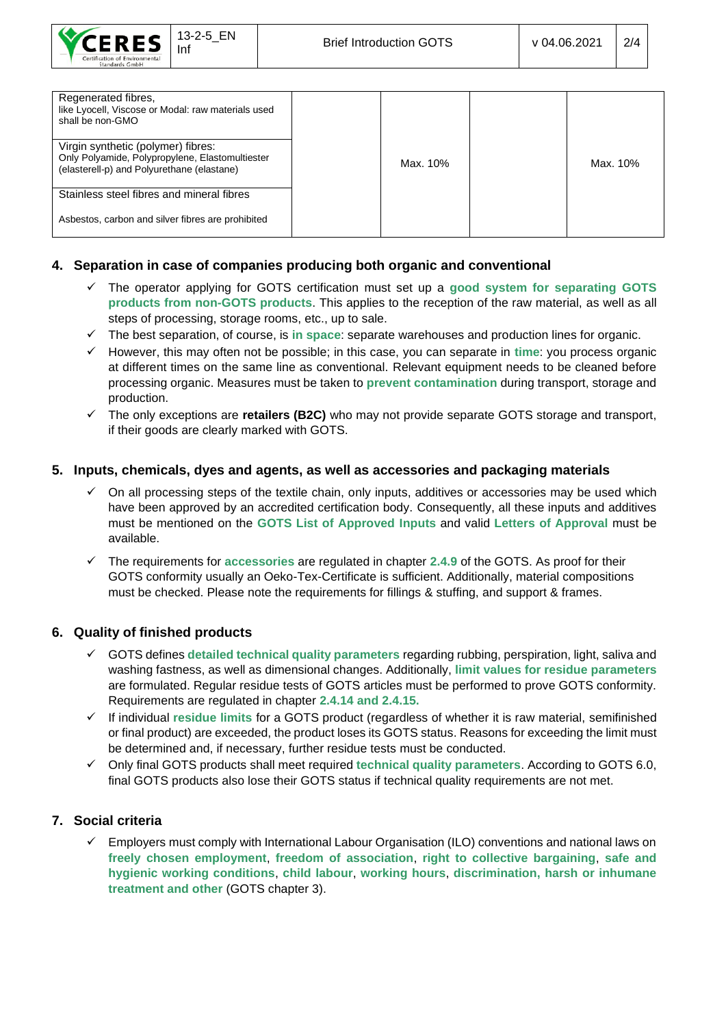| | | | |
|---|---|---|---|
| Regenerated fibres,<br>like Lyocell, Viscose or Modal: raw materials used shall be non-GMO | Max. 10% | | Max. 10% |
| Virgin synthetic (polymer) fibres:<br>Only Polyamide, Polypropylene, Elastomultiester (elasterell-p) and Polyurethane (elastane) | | | |
| Stainless steel fibres and mineral fibres<br><br>Asbestos, carbon and silver fibres are prohibited | | | |

## 4. Separation in case of companies producing both organic and conventional

- ✓ The operator applying for GOTS certification must set up a **good system for separating GOTS products from non-GOTS products**. This applies to the reception of the raw material, as well as all steps of processing, storage rooms, etc., up to sale.
- ✓ The best separation, of course, is **in space**: separate warehouses and production lines for organic.
- ✓ However, this may often not be possible; in this case, you can separate in **time**: you process organic at different times on the same line as conventional. Relevant equipment needs to be cleaned before processing organic. Measures must be taken to **prevent contamination** during transport, storage and production.
- ✓ The only exceptions are **retailers (B2C)** who may not provide separate GOTS storage and transport, if their goods are clearly marked with GOTS.

## 5. Inputs, chemicals, dyes and agents, as well as accessories and packaging materials

- ✓ On all processing steps of the textile chain, only inputs, additives or accessories may be used which have been approved by an accredited certification body. Consequently, all these inputs and additives must be mentioned on the **GOTS List of Approved Inputs** and valid **Letters of Approval** must be available.
- ✓ The requirements for **accessories** are regulated in chapter **2.4.9** of the GOTS. As proof for their GOTS conformity usually an Oeko-Tex-Certificate is sufficient. Additionally, material compositions must be checked. Please note the requirements for fillings & stuffing, and support & frames.

## 6. Quality of finished products

- ✓ GOTS defines **detailed technical quality parameters** regarding rubbing, perspiration, light, saliva and washing fastness, as well as dimensional changes. Additionally, **limit values for residue parameters** are formulated. Regular residue tests of GOTS articles must be performed to prove GOTS conformity. Requirements are regulated in chapter **2.4.14 and 2.4.15.**
- ✓ If individual **residue limits** for a GOTS product (regardless of whether it is raw material, semifinished or final product) are exceeded, the product loses its GOTS status. Reasons for exceeding the limit must be determined and, if necessary, further residue tests must be conducted.
- ✓ Only final GOTS products shall meet required **technical quality parameters**. According to GOTS 6.0, final GOTS products also lose their GOTS status if technical quality requirements are not met.

## 7. Social criteria

- ✓ Employers must comply with International Labour Organisation (ILO) conventions and national laws on **freely chosen employment**, **freedom of association**, **right to collective bargaining**, **safe and hygienic working conditions**, **child labour**, **working hours**, **discrimination, harsh or inhumane treatment and other** (GOTS chapter 3).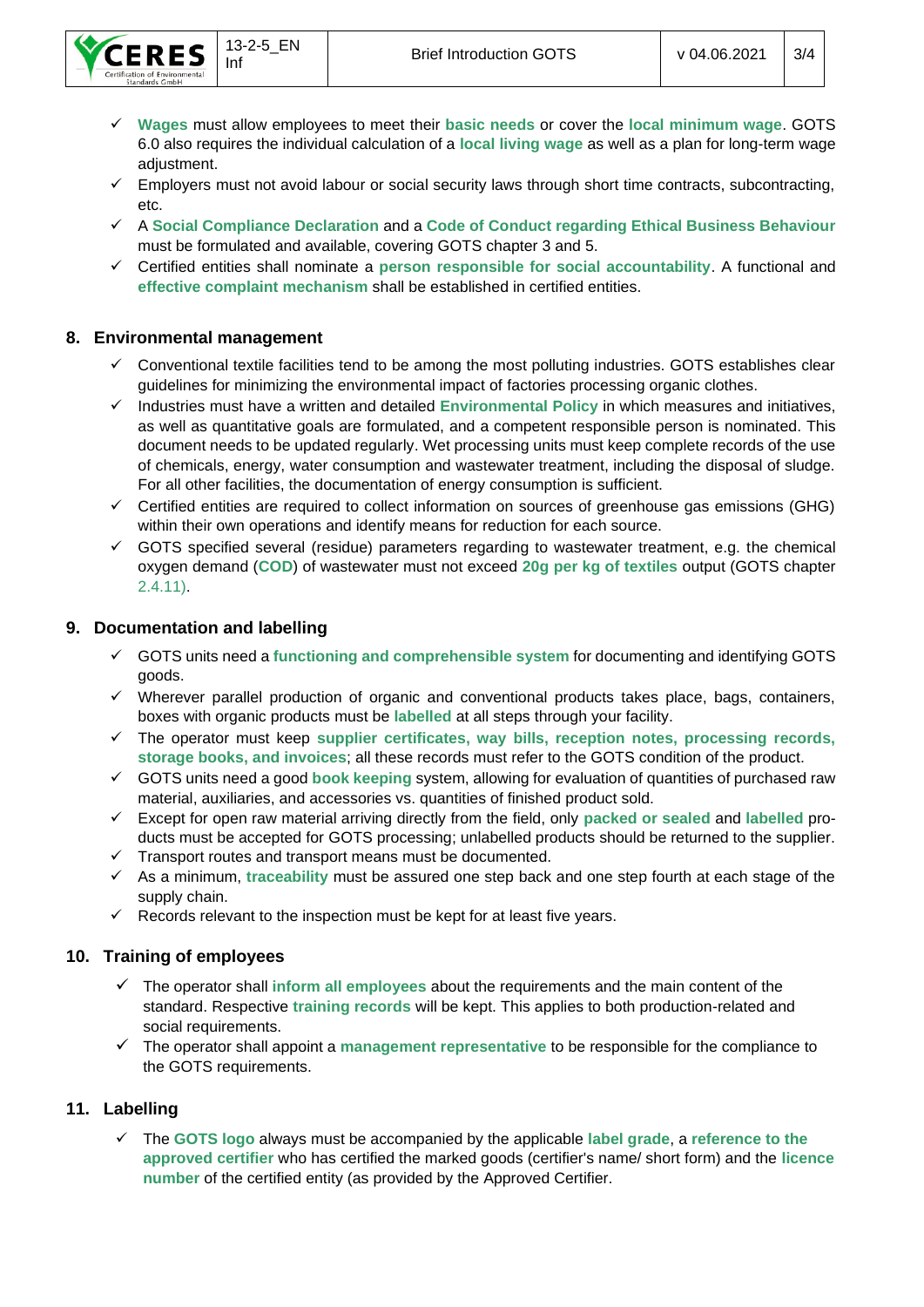- ✓ **Wages** must allow employees to meet their **basic needs** or cover the **local minimum wage**. GOTS 6.0 also requires the individual calculation of a **local living wage** as well as a plan for long-term wage adjustment.
- ✓ Employers must not avoid labour or social security laws through short time contracts, subcontracting, etc.
- ✓ A **Social Compliance Declaration** and a **Code of Conduct regarding Ethical Business Behaviour** must be formulated and available, covering GOTS chapter 3 and 5.
- ✓ Certified entities shall nominate a **person responsible for social accountability**. A functional and **effective complaint mechanism** shall be established in certified entities.

## 8. Environmental management

- ✓ Conventional textile facilities tend to be among the most polluting industries. GOTS establishes clear guidelines for minimizing the environmental impact of factories processing organic clothes.
- ✓ Industries must have a written and detailed **Environmental Policy** in which measures and initiatives, as well as quantitative goals are formulated, and a competent responsible person is nominated. This document needs to be updated regularly. Wet processing units must keep complete records of the use of chemicals, energy, water consumption and wastewater treatment, including the disposal of sludge. For all other facilities, the documentation of energy consumption is sufficient.
- ✓ Certified entities are required to collect information on sources of greenhouse gas emissions (GHG) within their own operations and identify means for reduction for each source.
- ✓ GOTS specified several (residue) parameters regarding to wastewater treatment, e.g. the chemical oxygen demand (**COD**) of wastewater must not exceed **20g per kg of textiles** output (GOTS chapter 2.4.11).

## 9. Documentation and labelling

- ✓ GOTS units need a **functioning and comprehensible system** for documenting and identifying GOTS goods.
- ✓ Wherever parallel production of organic and conventional products takes place, bags, containers, boxes with organic products must be **labelled** at all steps through your facility.
- ✓ The operator must keep **supplier certificates, way bills, reception notes, processing records, storage books, and invoices**; all these records must refer to the GOTS condition of the product.
- ✓ GOTS units need a good **book keeping** system, allowing for evaluation of quantities of purchased raw material, auxiliaries, and accessories vs. quantities of finished product sold.
- ✓ Except for open raw material arriving directly from the field, only **packed or sealed** and **labelled** products must be accepted for GOTS processing; unlabelled products should be returned to the supplier.
- ✓ Transport routes and transport means must be documented.
- ✓ As a minimum, **traceability** must be assured one step back and one step fourth at each stage of the supply chain.
- ✓ Records relevant to the inspection must be kept for at least five years.

## 10. Training of employees

- ✓ The operator shall **inform all employees** about the requirements and the main content of the standard. Respective **training records** will be kept. This applies to both production-related and social requirements.
- ✓ The operator shall appoint a **management representative** to be responsible for the compliance to the GOTS requirements.

## 11. Labelling

- ✓ The **GOTS logo** always must be accompanied by the applicable **label grade**, a **reference to the approved certifier** who has certified the marked goods (certifier's name/ short form) and the **licence number** of the certified entity (as provided by the Approved Certifier.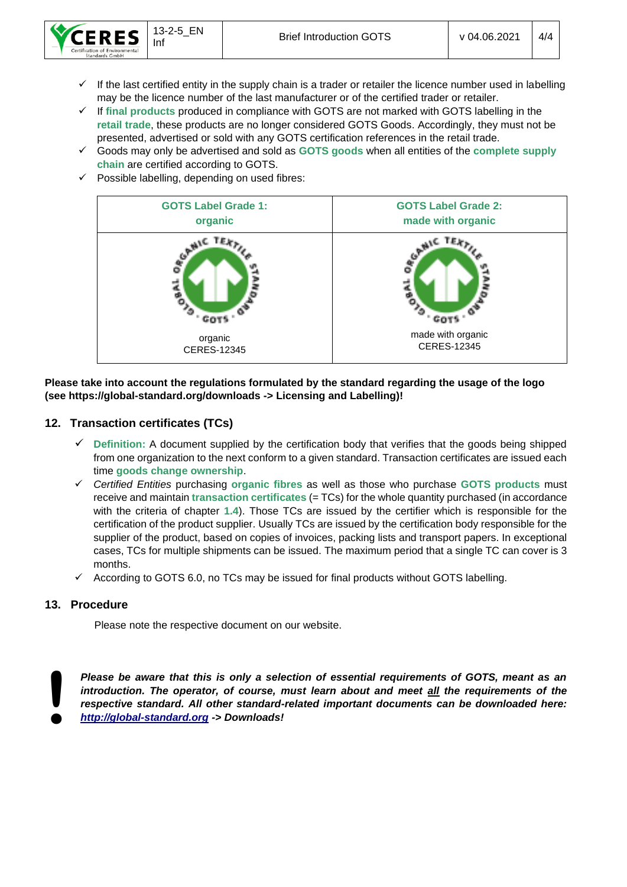- ✓ If the last certified entity in the supply chain is a trader or retailer the licence number used in labelling may be the licence number of the last manufacturer or of the certified trader or retailer.
- ✓ If **final products** produced in compliance with GOTS are not marked with GOTS labelling in the **retail trade**, these products are no longer considered GOTS Goods. Accordingly, they must not be presented, advertised or sold with any GOTS certification references in the retail trade.
- ✓ Goods may only be advertised and sold as **GOTS goods** when all entities of the **complete supply chain** are certified according to GOTS.
- ✓ Possible labelling, depending on used fibres:

| **GOTS Label Grade 1: organic** | **GOTS Label Grade 2: made with organic** |
|---|---|
| organic<br>CERES-12345 | made with organic<br>CERES-12345 |

**Please take into account the regulations formulated by the standard regarding the usage of the logo (see https://global-standard.org/downloads -> Licensing and Labelling)!**

## 12. Transaction certificates (TCs)

- ✓ **Definition:** A document supplied by the certification body that verifies that the goods being shipped from one organization to the next conform to a given standard. Transaction certificates are issued each time **goods change ownership**.
- ✓ *Certified Entities* purchasing **organic fibres** as well as those who purchase **GOTS products** must receive and maintain **transaction certificates** (= TCs) for the whole quantity purchased (in accordance with the criteria of chapter **1.4**). Those TCs are issued by the certifier which is responsible for the certification of the product supplier. Usually TCs are issued by the certification body responsible for the supplier of the product, based on copies of invoices, packing lists and transport papers. In exceptional cases, TCs for multiple shipments can be issued. The maximum period that a single TC can cover is 3 months.
- ✓ According to GOTS 6.0, no TCs may be issued for final products without GOTS labelling.

## 13. Procedure

Please note the respective document on our website.

**!** ***Please be aware that this is only a selection of essential requirements of GOTS, meant as an introduction. The operator, of course, must learn about and meet <u>all</u> the requirements of the respective standard. All other standard-related important documents can be downloaded here: [http://global-standard.org](http://global-standard.org) -> Downloads!***